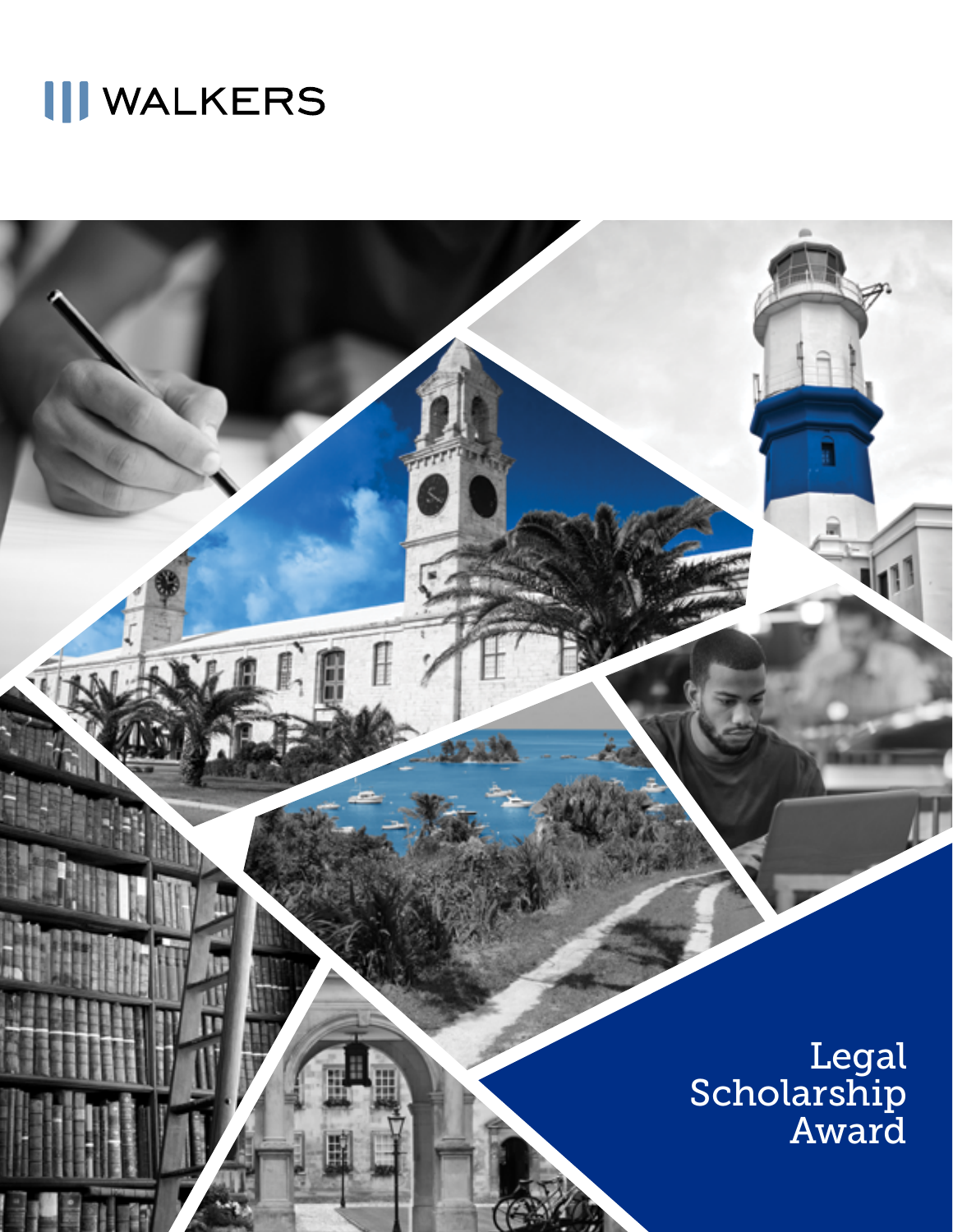WALKERS

# Legal Scholarship Award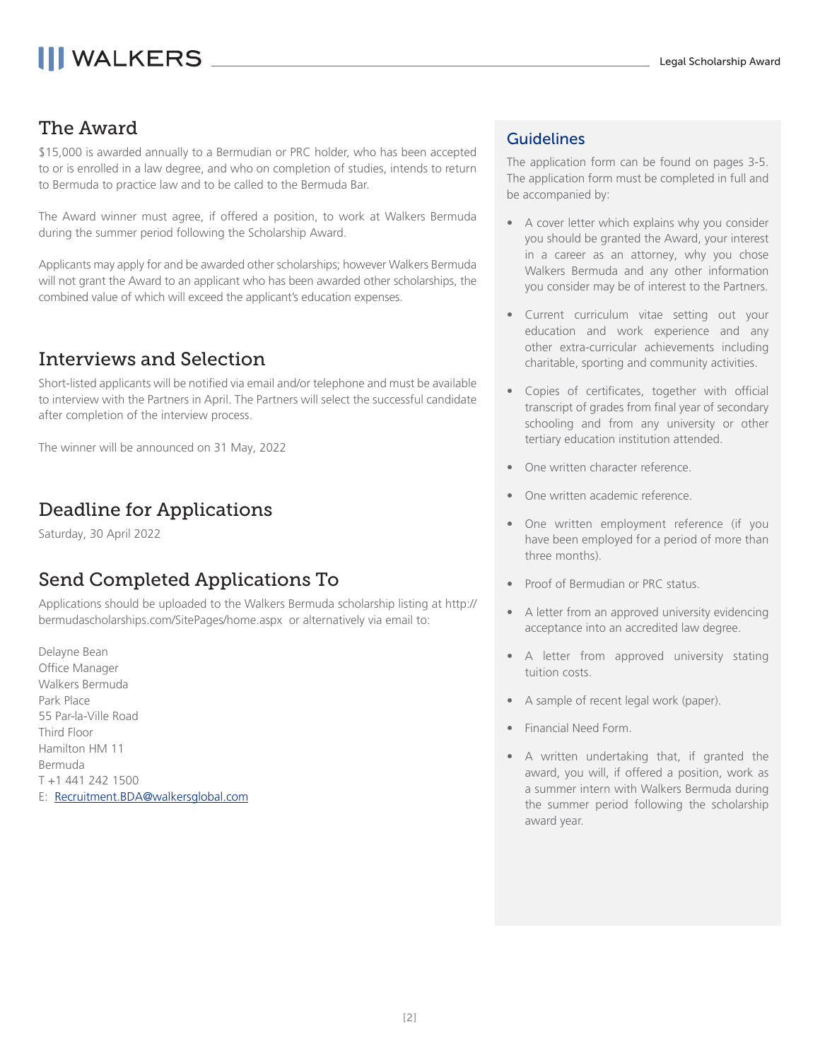## The Award

$15,000 is awarded annually to a Bermudian or PRC holder, who has been accepted to or is enrolled in a law degree, and who on completion of studies, intends to return to Bermuda to practice law and to be called to the Bermuda Bar.

The Award winner must agree, if offered a position, to work at Walkers Bermuda during the summer period following the Scholarship Award.

Applicants may apply for and be awarded other scholarships; however Walkers Bermuda will not grant the Award to an applicant who has been awarded other scholarships, the combined value of which will exceed the applicant's education expenses.

## Interviews and Selection

Short-listed applicants will be notified via email and/or telephone and must be available to interview with the Partners in April. The Partners will select the successful candidate after completion of the interview process.

The winner will be announced on 31 May, 2022

## Deadline for Applications

Saturday, 30 April 2022

## Send Completed Applications To

Applications should be uploaded to the Walkers Bermuda scholarship listing at http://bermudascholarships.com/SitePages/home.aspx or alternatively via email to:

Delayne Bean
Office Manager
Walkers Bermuda
Park Place
55 Par-la-Ville Road
Third Floor
Hamilton HM 11
Bermuda
T +1 441 242 1500
E: Recruitment.BDA@walkersglobal.com

## Guidelines

The application form can be found on pages 3-5. The application form must be completed in full and be accompanied by:

- A cover letter which explains why you consider you should be granted the Award, your interest in a career as an attorney, why you chose Walkers Bermuda and any other information you consider may be of interest to the Partners.
- Current curriculum vitae setting out your education and work experience and any other extra-curricular achievements including charitable, sporting and community activities.
- Copies of certificates, together with official transcript of grades from final year of secondary schooling and from any university or other tertiary education institution attended.
- One written character reference.
- One written academic reference.
- One written employment reference (if you have been employed for a period of more than three months).
- Proof of Bermudian or PRC status.
- A letter from an approved university evidencing acceptance into an accredited law degree.
- A letter from approved university stating tuition costs.
- A sample of recent legal work (paper).
- Financial Need Form.
- A written undertaking that, if granted the award, you will, if offered a position, work as a summer intern with Walkers Bermuda during the summer period following the scholarship award year.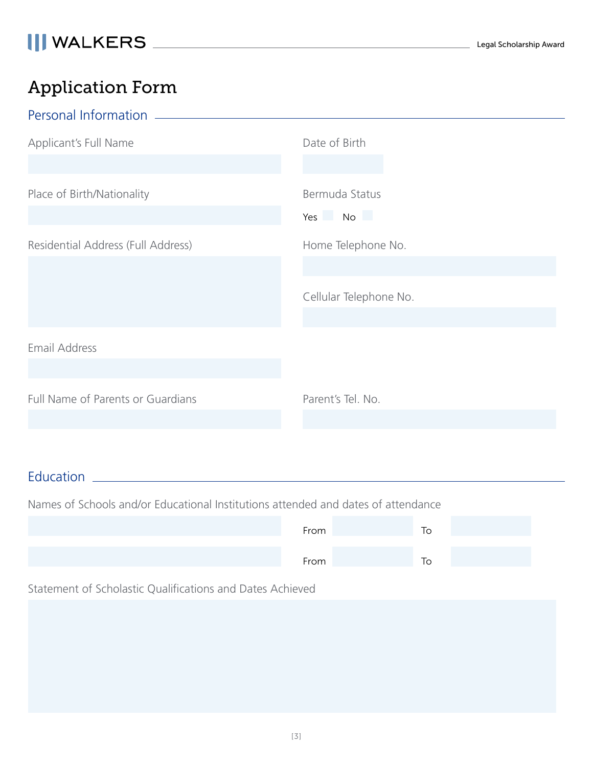# Application Form

## Personal Information

Applicant's Full Name

Date of Birth

Place of Birth/Nationality

Bermuda Status

Yes No

Residential Address (Full Address)

Home Telephone No.

Cellular Telephone No.

Email Address

Full Name of Parents or Guardians

Parent's Tel. No.

## Education

Names of Schools and/or Educational Institutions attended and dates of attendance

From To

From To

Statement of Scholastic Qualifications and Dates Achieved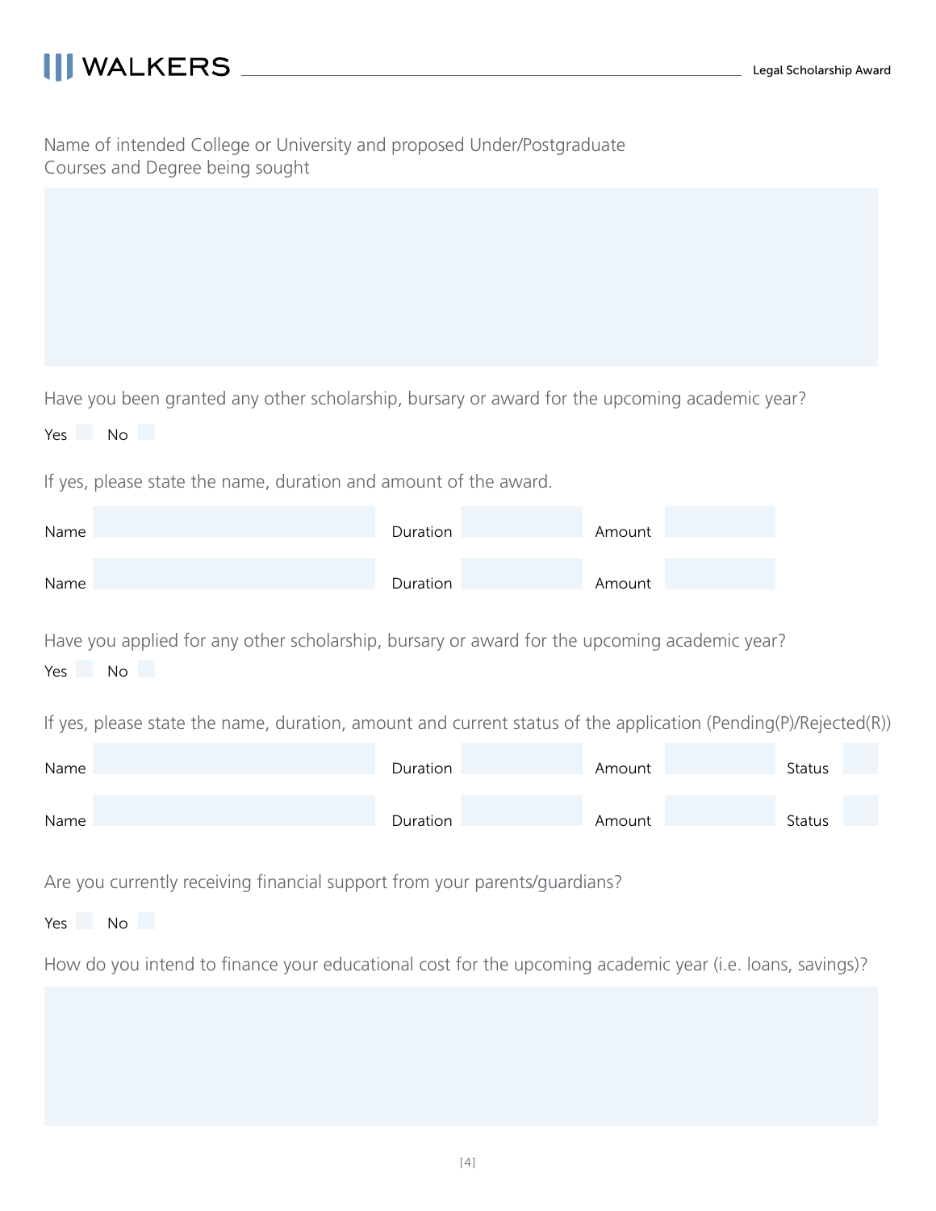Name of intended College or University and proposed Under/Postgraduate Courses and Degree being sought

Have you been granted any other scholarship, bursary or award for the upcoming academic year?

Yes ☐ No ☐

If yes, please state the name, duration and amount of the award.

| Name | | Duration | | Amount | |
|---|---|---|---|---|---|
| Name | | Duration | | Amount | |

Have you applied for any other scholarship, bursary or award for the upcoming academic year?

Yes ☐ No ☐

If yes, please state the name, duration, amount and current status of the application (Pending(P)/Rejected(R))

| Name | | Duration | | Amount | | Status | |
|---|---|---|---|---|---|---|---|
| Name | | Duration | | Amount | | Status | |

Are you currently receiving financial support from your parents/guardians?

Yes ☐ No ☐

How do you intend to finance your educational cost for the upcoming academic year (i.e. loans, savings)?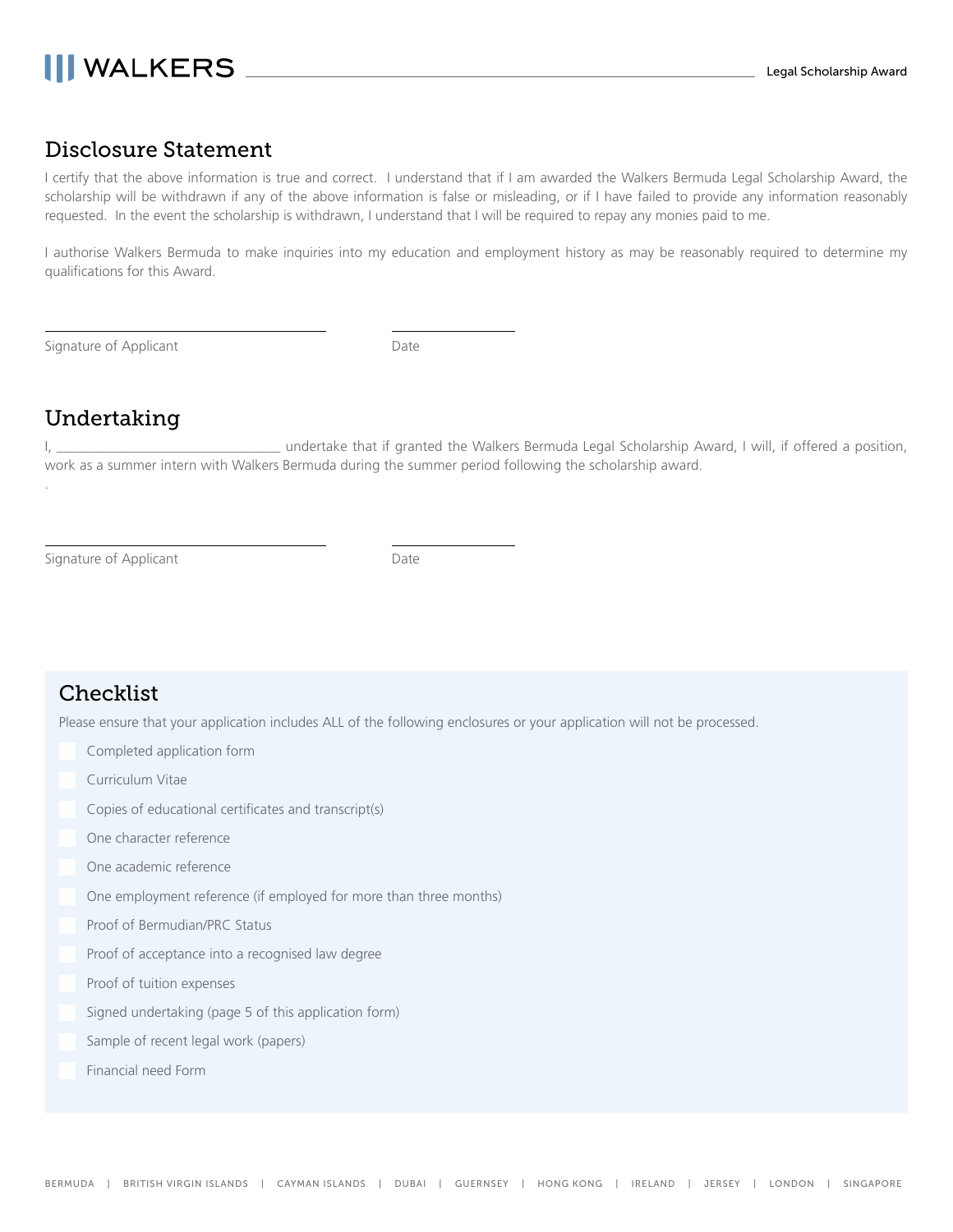## Disclosure Statement

I certify that the above information is true and correct. I understand that if I am awarded the Walkers Bermuda Legal Scholarship Award, the scholarship will be withdrawn if any of the above information is false or misleading, or if I have failed to provide any information reasonably requested. In the event the scholarship is withdrawn, I understand that I will be required to repay any monies paid to me.

I authorise Walkers Bermuda to make inquiries into my education and employment history as may be reasonably required to determine my qualifications for this Award.

______________________________ ______________

Signature of Applicant Date

## Undertaking

I, _______________________________ undertake that if granted the Walkers Bermuda Legal Scholarship Award, I will, if offered a position, work as a summer intern with Walkers Bermuda during the summer period following the scholarship award.

.

______________________________ ______________

Signature of Applicant Date

## Checklist

Please ensure that your application includes ALL of the following enclosures or your application will not be processed.

- [ ] Completed application form
- [ ] Curriculum Vitae
- [ ] Copies of educational certificates and transcript(s)
- [ ] One character reference
- [ ] One academic reference
- [ ] One employment reference (if employed for more than three months)
- [ ] Proof of Bermudian/PRC Status
- [ ] Proof of acceptance into a recognised law degree
- [ ] Proof of tuition expenses
- [ ] Signed undertaking (page 5 of this application form)
- [ ] Sample of recent legal work (papers)
- [ ] Financial need Form